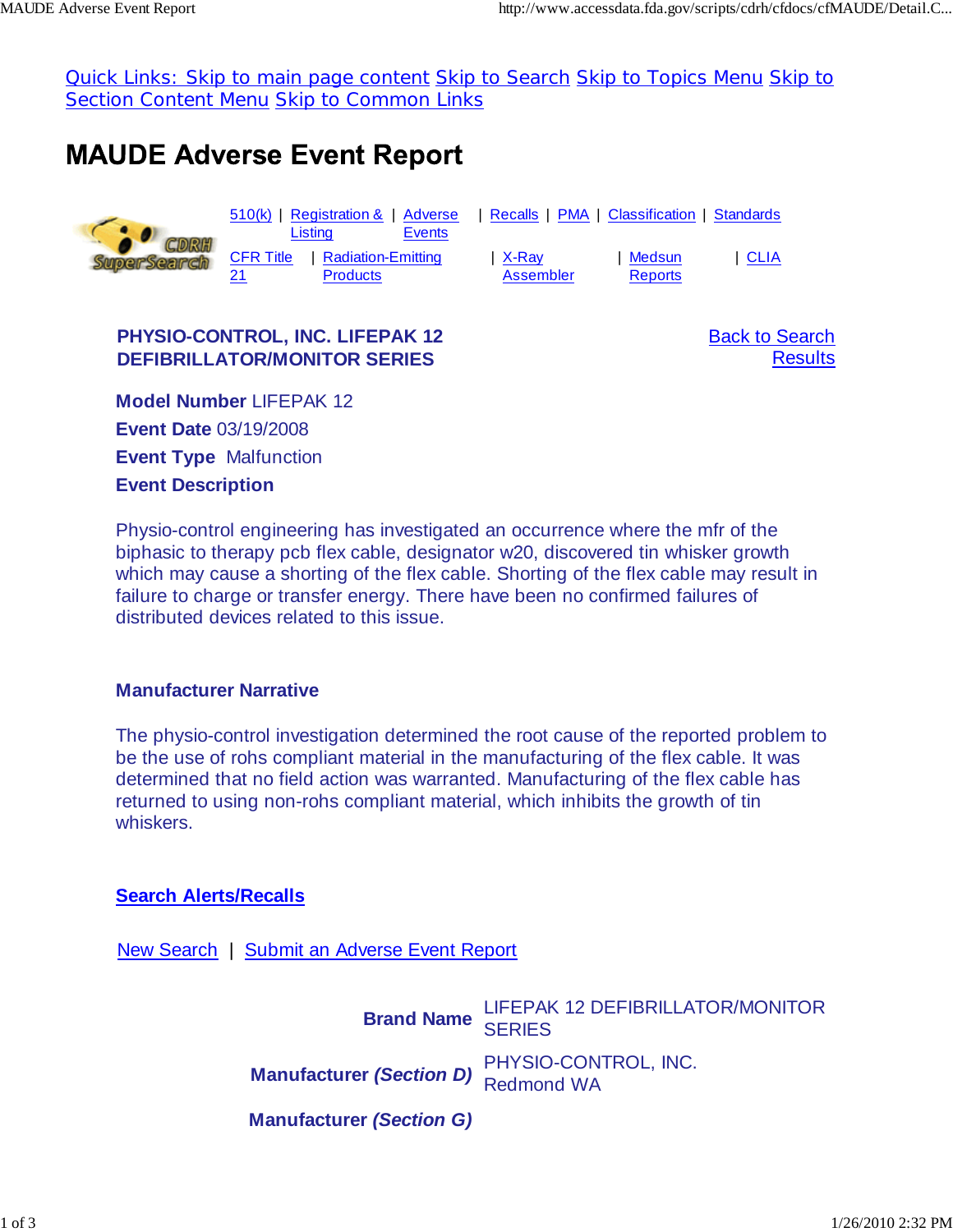Quick Links: Skip to main page content Skip to Search Skip to Topics Menu Skip to Section Content Menu Skip to Common Links

# MAUDE Adverse Event Report

510(k) | Registration & Listing | Adverse Events | Recalls | PMA | Classification | Standards

CFR Title 21 | Radiation-Emitting Products | X-Ray Assembler | Medsun Reports | CLIA

**PHYSIO-CONTROL, INC. LIFEPAK 12 DEFIBRILLATOR/MONITOR SERIES**

Back to Search Results

**Model Number** LIFEPAK 12

**Event Date** 03/19/2008

**Event Type** Malfunction

**Event Description**

Physio-control engineering has investigated an occurrence where the mfr of the biphasic to therapy pcb flex cable, designator w20, discovered tin whisker growth which may cause a shorting of the flex cable. Shorting of the flex cable may result in failure to charge or transfer energy. There have been no confirmed failures of distributed devices related to this issue.

**Manufacturer Narrative**

The physio-control investigation determined the root cause of the reported problem to be the use of rohs compliant material in the manufacturing of the flex cable. It was determined that no field action was warranted. Manufacturing of the flex cable has returned to using non-rohs compliant material, which inhibits the growth of tin whiskers.

**Search Alerts/Recalls**

New Search | Submit an Adverse Event Report

| | |
|---|---|
| **Brand Name** | LIFEPAK 12 DEFIBRILLATOR/MONITOR SERIES |
| **Manufacturer *(Section D)*** | PHYSIO-CONTROL, INC. Redmond WA |
| **Manufacturer *(Section G)*** | |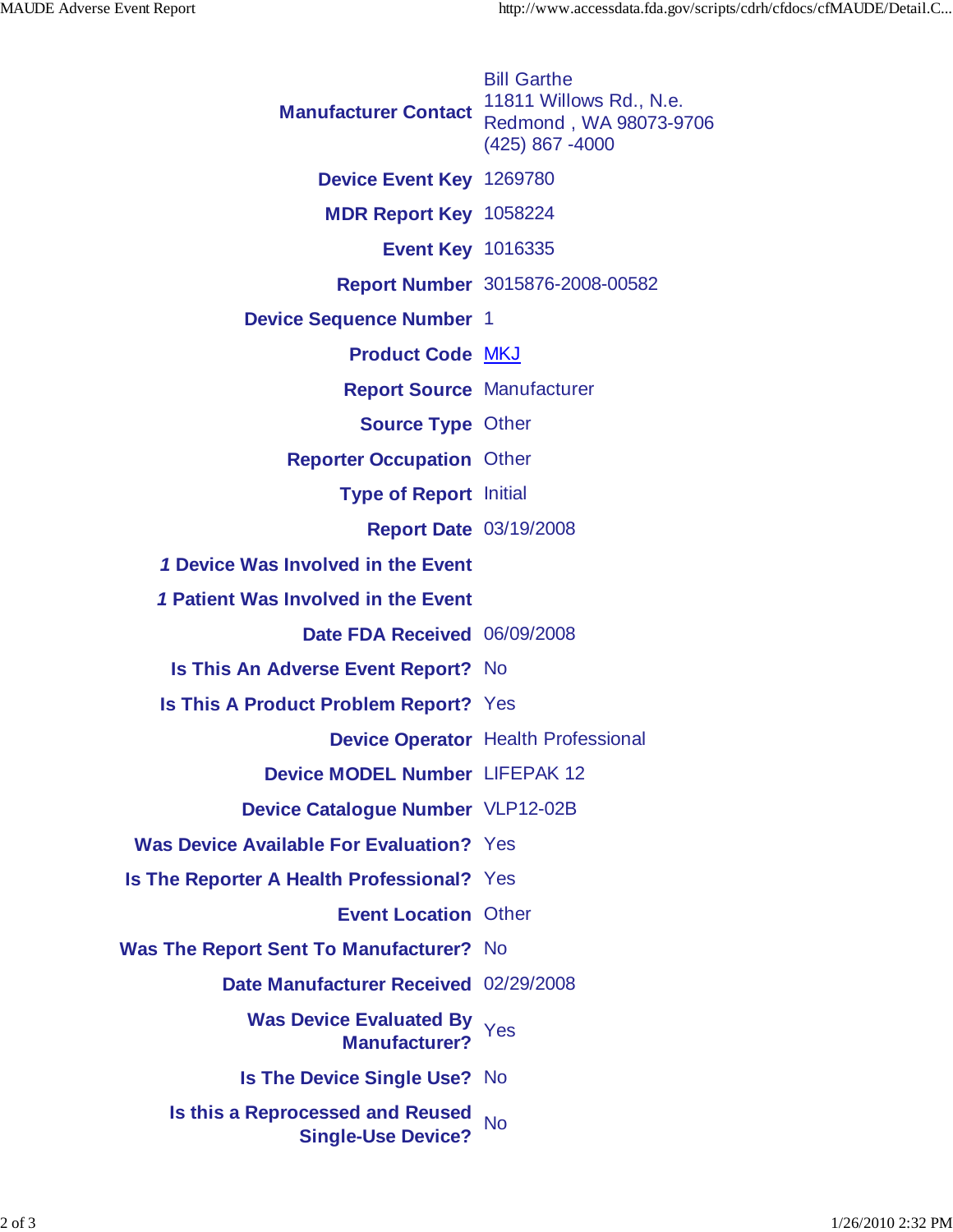| | |
|---|---|
| **Manufacturer Contact** | Bill Garthe<br>11811 Willows Rd., N.e.<br>Redmond , WA 98073-9706<br>(425) 867 -4000 |
| **Device Event Key** | 1269780 |
| **MDR Report Key** | 1058224 |
| **Event Key** | 1016335 |
| **Report Number** | 3015876-2008-00582 |
| **Device Sequence Number** | 1 |
| **Product Code** | MKJ |
| **Report Source** | Manufacturer |
| **Source Type** | Other |
| **Reporter Occupation** | Other |
| **Type of Report** | Initial |
| **Report Date** | 03/19/2008 |
| ***1* Device Was Involved in the Event** | |
| ***1* Patient Was Involved in the Event** | |
| **Date FDA Received** | 06/09/2008 |
| **Is This An Adverse Event Report?** | No |
| **Is This A Product Problem Report?** | Yes |
| **Device Operator** | Health Professional |
| **Device MODEL Number** | LIFEPAK 12 |
| **Device Catalogue Number** | VLP12-02B |
| **Was Device Available For Evaluation?** | Yes |
| **Is The Reporter A Health Professional?** | Yes |
| **Event Location** | Other |
| **Was The Report Sent To Manufacturer?** | No |
| **Date Manufacturer Received** | 02/29/2008 |
| **Was Device Evaluated By Manufacturer?** | Yes |
| **Is The Device Single Use?** | No |
| **Is this a Reprocessed and Reused Single-Use Device?** | No |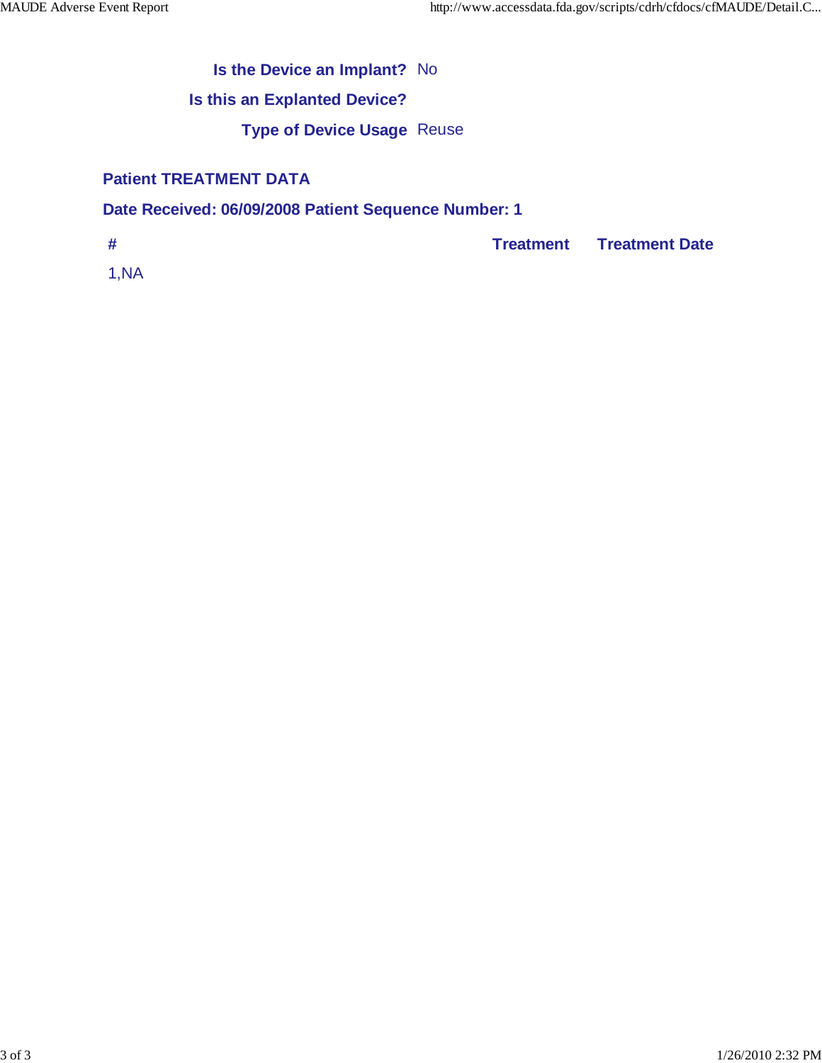**Is the Device an Implant?** No

**Is this an Explanted Device?**

**Type of Device Usage** Reuse

**Patient TREATMENT DATA**

**Date Received: 06/09/2008 Patient Sequence Number: 1**

| # | Treatment | Treatment Date |
|---|---|---|
| 1,NA | | |